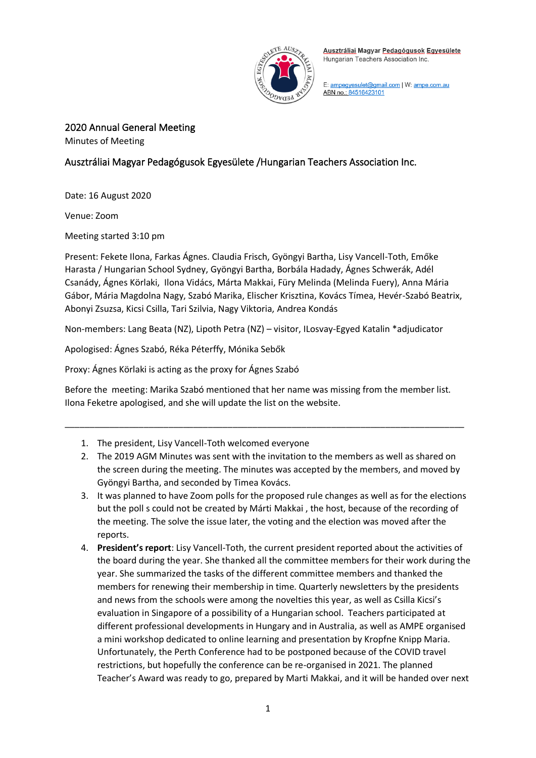Ausztráliai Magyar Pedagógusok Egyesülete
Hungarian Teachers Association Inc.

E: ampegyesulet@gmail.com | W: ampe.com.au
ABN no.: 84516423101

# 2020 Annual General Meeting

Minutes of Meeting

## Ausztráliai Magyar Pedagógusok Egyesülete /Hungarian Teachers Association Inc.

Date: 16 August 2020

Venue: Zoom

Meeting started 3:10 pm

Present: Fekete Ilona, Farkas Ágnes. Claudia Frisch, Gyöngyi Bartha, Lisy Vancell-Toth, Emőke Harasta / Hungarian School Sydney, Gyöngyi Bartha, Borbála Hadady, Ágnes Schwerák, Adél Csanády, Ágnes Körlaki, Ilona Vidács, Márta Makkai, Füry Melinda (Melinda Fuery), Anna Mária Gábor, Mária Magdolna Nagy, Szabó Marika, Elischer Krisztina, Kovács Tímea, Hevér-Szabó Beatrix, Abonyi Zsuzsa, Kicsi Csilla, Tari Szilvia, Nagy Viktoria, Andrea Kondás

Non-members: Lang Beata (NZ), Lipoth Petra (NZ) – visitor, ILosvay-Egyed Katalin *adjudicator

Apologised: Ágnes Szabó, Réka Péterffy, Mónika Sebők

Proxy: Ágnes Körlaki is acting as the proxy for Ágnes Szabó

Before the meeting: Marika Szabó mentioned that her name was missing from the member list. Ilona Feketre apologised, and she will update the list on the website.

---

1. The president, Lisy Vancell-Toth welcomed everyone
2. The 2019 AGM Minutes was sent with the invitation to the members as well as shared on the screen during the meeting. The minutes was accepted by the members, and moved by Gyöngyi Bartha, and seconded by Timea Kovács.
3. It was planned to have Zoom polls for the proposed rule changes as well as for the elections but the poll s could not be created by Márti Makkai , the host, because of the recording of the meeting. The solve the issue later, the voting and the election was moved after the reports.
4. **President's report**: Lisy Vancell-Toth, the current president reported about the activities of the board during the year. She thanked all the committee members for their work during the year. She summarized the tasks of the different committee members and thanked the members for renewing their membership in time. Quarterly newsletters by the presidents and news from the schools were among the novelties this year, as well as Csilla Kicsi's evaluation in Singapore of a possibility of a Hungarian school. Teachers participated at different professional developments in Hungary and in Australia, as well as AMPE organised a mini workshop dedicated to online learning and presentation by Kropfne Knipp Maria. Unfortunately, the Perth Conference had to be postponed because of the COVID travel restrictions, but hopefully the conference can be re-organised in 2021. The planned Teacher's Award was ready to go, prepared by Marti Makkai, and it will be handed over next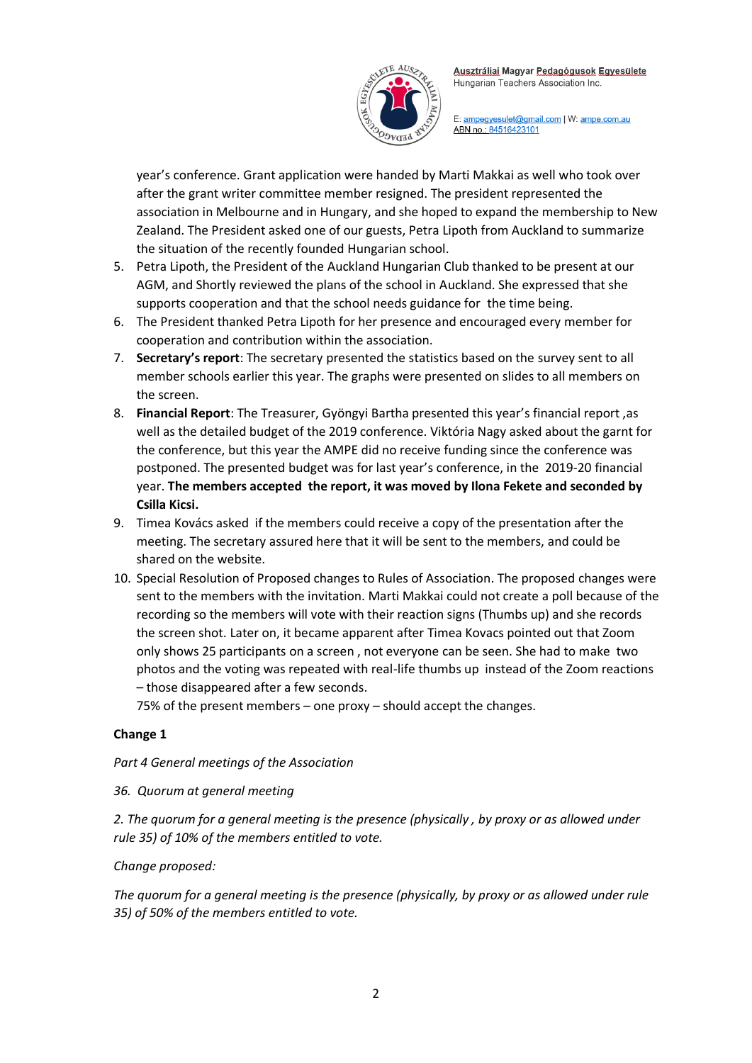year's conference. Grant application were handed by Marti Makkai as well who took over after the grant writer committee member resigned. The president represented the association in Melbourne and in Hungary, and she hoped to expand the membership to New Zealand. The President asked one of our guests, Petra Lipoth from Auckland to summarize the situation of the recently founded Hungarian school.

5. Petra Lipoth, the President of the Auckland Hungarian Club thanked to be present at our AGM, and Shortly reviewed the plans of the school in Auckland. She expressed that she supports cooperation and that the school needs guidance for the time being.
6. The President thanked Petra Lipoth for her presence and encouraged every member for cooperation and contribution within the association.
7. **Secretary's report**: The secretary presented the statistics based on the survey sent to all member schools earlier this year. The graphs were presented on slides to all members on the screen.
8. **Financial Report**: The Treasurer, Gyöngyi Bartha presented this year's financial report ,as well as the detailed budget of the 2019 conference. Viktória Nagy asked about the garnt for the conference, but this year the AMPE did no receive funding since the conference was postponed. The presented budget was for last year's conference, in the 2019-20 financial year. **The members accepted the report, it was moved by Ilona Fekete and seconded by Csilla Kicsi.**
9. Timea Kovács asked if the members could receive a copy of the presentation after the meeting. The secretary assured here that it will be sent to the members, and could be shared on the website.
10. Special Resolution of Proposed changes to Rules of Association. The proposed changes were sent to the members with the invitation. Marti Makkai could not create a poll because of the recording so the members will vote with their reaction signs (Thumbs up) and she records the screen shot. Later on, it became apparent after Timea Kovacs pointed out that Zoom only shows 25 participants on a screen , not everyone can be seen. She had to make two photos and the voting was repeated with real-life thumbs up instead of the Zoom reactions – those disappeared after a few seconds.
    75% of the present members – one proxy – should accept the changes.

**Change 1**

*Part 4 General meetings of the Association*

*36. Quorum at general meeting*

*2. The quorum for a general meeting is the presence (physically , by proxy or as allowed under rule 35) of 10% of the members entitled to vote.*

*Change proposed:*

*The quorum for a general meeting is the presence (physically, by proxy or as allowed under rule 35) of 50% of the members entitled to vote.*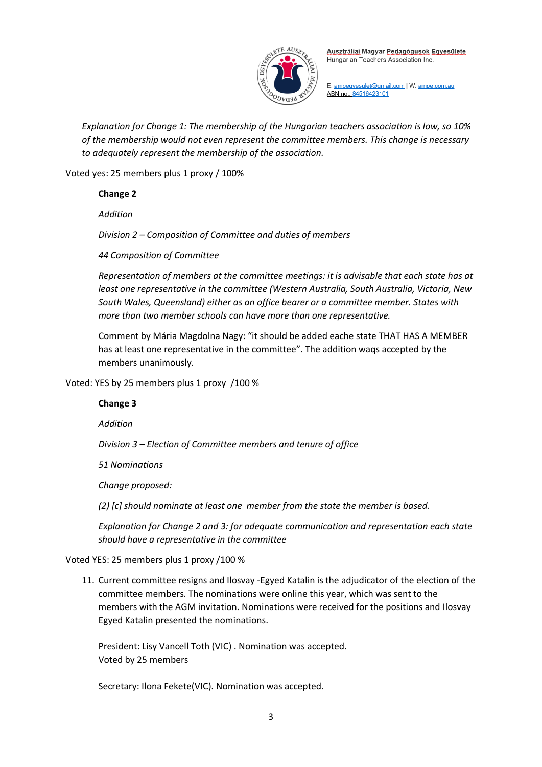*Explanation for Change 1: The membership of the Hungarian teachers association is low, so 10% of the membership would not even represent the committee members. This change is necessary to adequately represent the membership of the association.*

Voted yes: 25 members plus 1 proxy / 100%

**Change 2**

*Addition*

*Division 2 – Composition of Committee and duties of members*

*44 Composition of Committee*

*Representation of members at the committee meetings: it is advisable that each state has at least one representative in the committee (Western Australia, South Australia, Victoria, New South Wales, Queensland) either as an office bearer or a committee member. States with more than two member schools can have more than one representative.*

Comment by Mária Magdolna Nagy: "it should be added eache state THAT HAS A MEMBER has at least one representative in the committee". The addition waqs accepted by the members unanimously.

Voted: YES by 25 members plus 1 proxy /100 %

**Change 3**

*Addition*

*Division 3 – Election of Committee members and tenure of office*

*51 Nominations*

*Change proposed:*

*(2) [c] should nominate at least one member from the state the member is based.*

*Explanation for Change 2 and 3: for adequate communication and representation each state should have a representative in the committee*

Voted YES: 25 members plus 1 proxy /100 %

11. Current committee resigns and Ilosvay -Egyed Katalin is the adjudicator of the election of the committee members. The nominations were online this year, which was sent to the members with the AGM invitation. Nominations were received for the positions and Ilosvay Egyed Katalin presented the nominations.

    President: Lisy Vancell Toth (VIC) . Nomination was accepted.
    Voted by 25 members

    Secretary: Ilona Fekete(VIC). Nomination was accepted.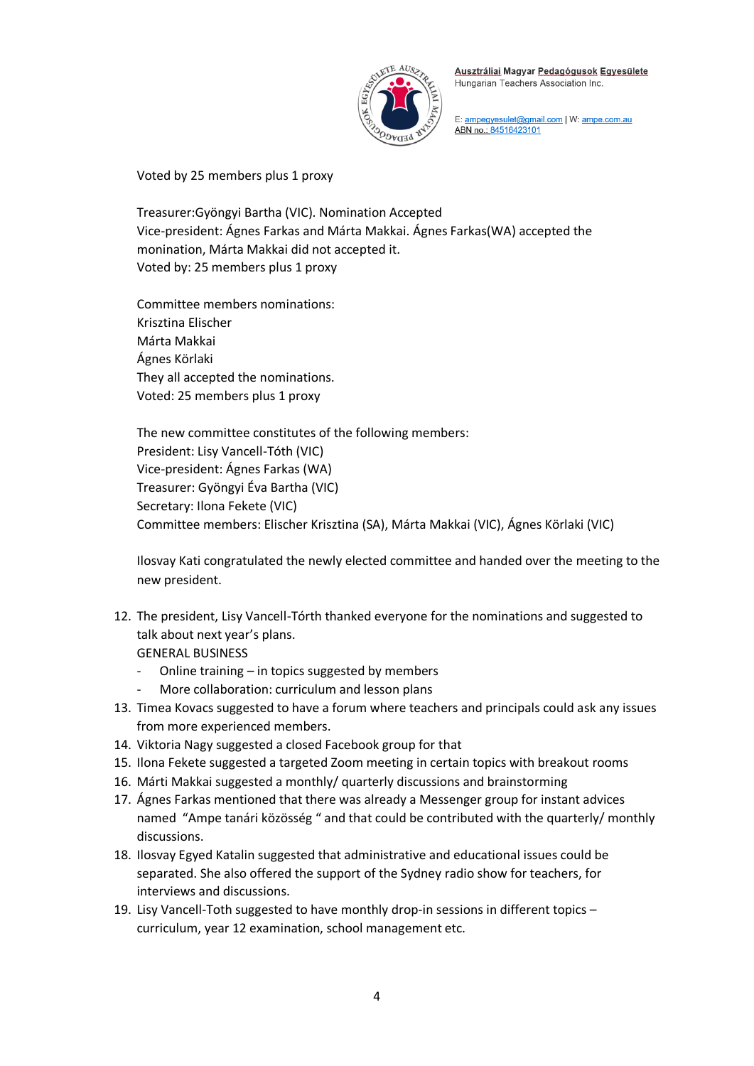Voted by 25 members plus 1 proxy

Treasurer:Gyöngyi Bartha (VIC). Nomination Accepted
Vice-president: Ágnes Farkas and Márta Makkai. Ágnes Farkas(WA) accepted the monination, Márta Makkai did not accepted it.
Voted by: 25 members plus 1 proxy

Committee members nominations:
Krisztina Elischer
Márta Makkai
Ágnes Körlaki
They all accepted the nominations.
Voted: 25 members plus 1 proxy

The new committee constitutes of the following members:
President: Lisy Vancell-Tóth (VIC)
Vice-president: Ágnes Farkas (WA)
Treasurer: Gyöngyi Éva Bartha (VIC)
Secretary: Ilona Fekete (VIC)
Committee members: Elischer Krisztina (SA), Márta Makkai (VIC), Ágnes Körlaki (VIC)

Ilosvay Kati congratulated the newly elected committee and handed over the meeting to the new president.

12. The president, Lisy Vancell-Tórth thanked everyone for the nominations and suggested to talk about next year's plans.
    GENERAL BUSINESS
    - Online training – in topics suggested by members
    - More collaboration: curriculum and lesson plans
13. Timea Kovacs suggested to have a forum where teachers and principals could ask any issues from more experienced members.
14. Viktoria Nagy suggested a closed Facebook group for that
15. Ilona Fekete suggested a targeted Zoom meeting in certain topics with breakout rooms
16. Márti Makkai suggested a monthly/ quarterly discussions and brainstorming
17. Ágnes Farkas mentioned that there was already a Messenger group for instant advices named "Ampe tanári közösség " and that could be contributed with the quarterly/ monthly discussions.
18. Ilosvay Egyed Katalin suggested that administrative and educational issues could be separated. She also offered the support of the Sydney radio show for teachers, for interviews and discussions.
19. Lisy Vancell-Toth suggested to have monthly drop-in sessions in different topics – curriculum, year 12 examination, school management etc.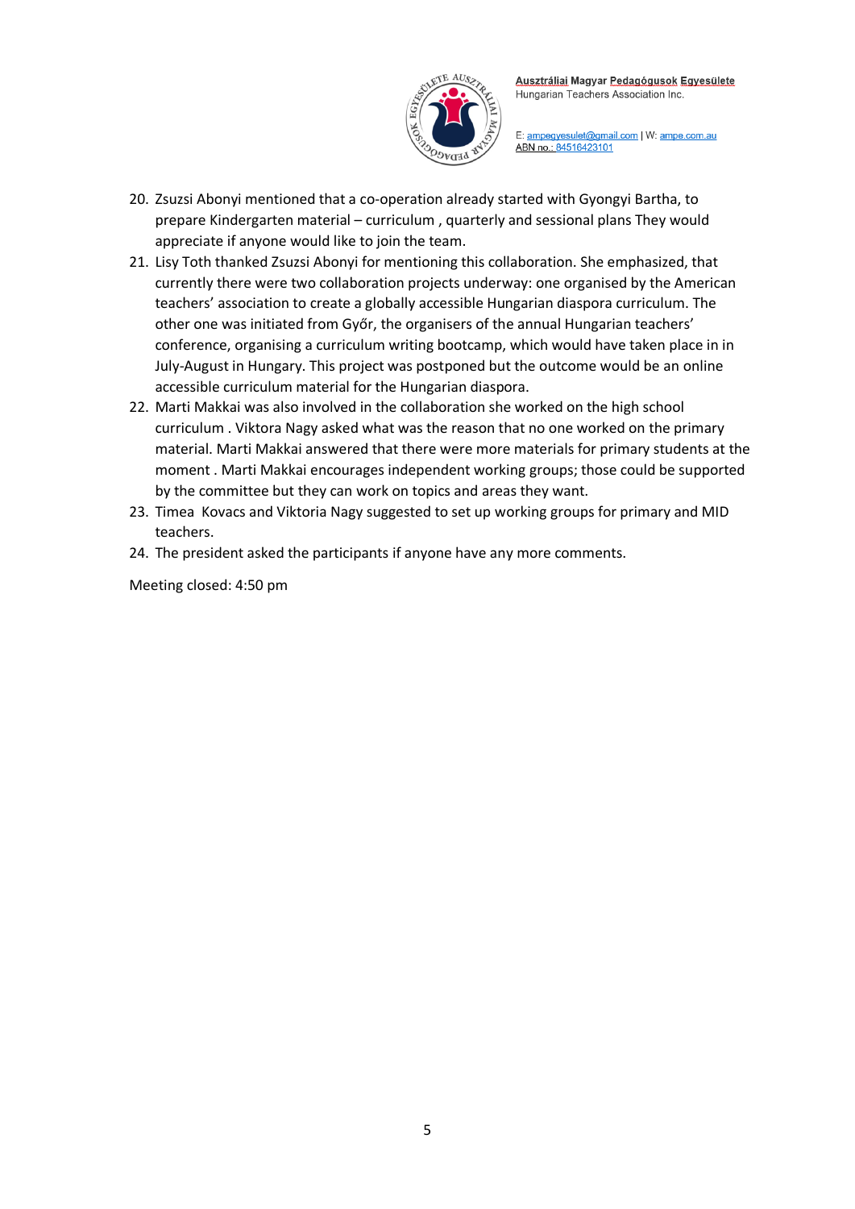20. Zsuzsi Abonyi mentioned that a co-operation already started with Gyongyi Bartha, to prepare Kindergarten material – curriculum , quarterly and sessional plans They would appreciate if anyone would like to join the team.
21. Lisy Toth thanked Zsuzsi Abonyi for mentioning this collaboration. She emphasized, that currently there were two collaboration projects underway: one organised by the American teachers' association to create a globally accessible Hungarian diaspora curriculum. The other one was initiated from Győr, the organisers of the annual Hungarian teachers' conference, organising a curriculum writing bootcamp, which would have taken place in in July-August in Hungary. This project was postponed but the outcome would be an online accessible curriculum material for the Hungarian diaspora.
22. Marti Makkai was also involved in the collaboration she worked on the high school curriculum . Viktora Nagy asked what was the reason that no one worked on the primary material. Marti Makkai answered that there were more materials for primary students at the moment . Marti Makkai encourages independent working groups; those could be supported by the committee but they can work on topics and areas they want.
23. Timea Kovacs and Viktoria Nagy suggested to set up working groups for primary and MID teachers.
24. The president asked the participants if anyone have any more comments.

Meeting closed: 4:50 pm